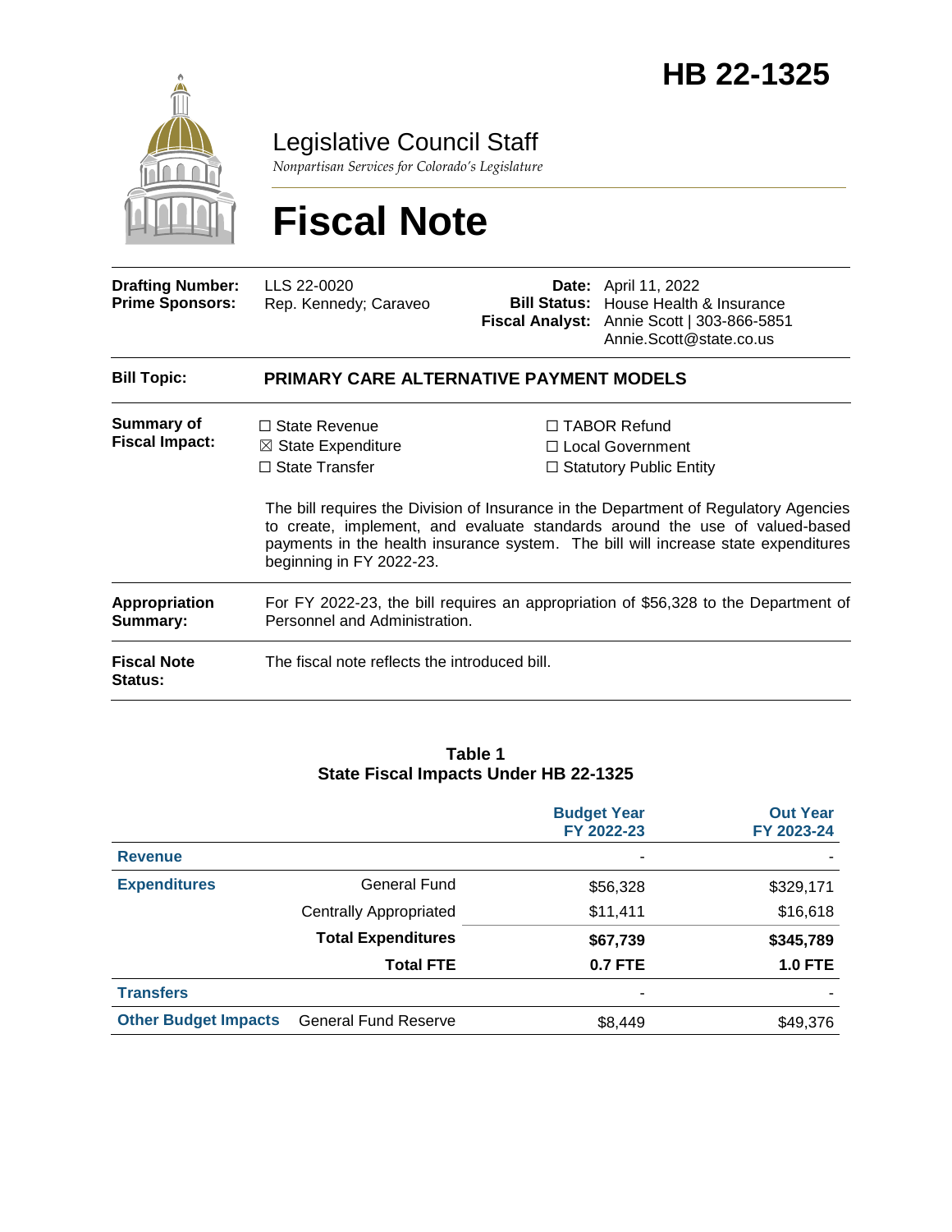# HB 22-1325

Legislative Council Staff

*Nonpartisan Services for Colorado's Legislature*

# Fiscal Note

| | | | |
|---|---|---|---|
| **Drafting Number:** | LLS 22-0020 | **Date:** | April 11, 2022 |
| **Prime Sponsors:** | Rep. Kennedy; Caraveo | **Bill Status:** | House Health & Insurance |
| | | **Fiscal Analyst:** | Annie Scott \| 303-866-5851 Annie.Scott@state.co.us |

**Bill Topic:** **PRIMARY CARE ALTERNATIVE PAYMENT MODELS**

**Summary of Fiscal Impact:**

☐ State Revenue
☒ State Expenditure
☐ State Transfer
☐ TABOR Refund
☐ Local Government
☐ Statutory Public Entity

The bill requires the Division of Insurance in the Department of Regulatory Agencies to create, implement, and evaluate standards around the use of valued-based payments in the health insurance system. The bill will increase state expenditures beginning in FY 2022-23.

**Appropriation Summary:** For FY 2022-23, the bill requires an appropriation of $56,328 to the Department of Personnel and Administration.

**Fiscal Note Status:** The fiscal note reflects the introduced bill.

**Table 1**
**State Fiscal Impacts Under HB 22-1325**

| | | Budget Year FY 2022-23 | Out Year FY 2023-24 |
|---|---|---|---|
| **Revenue** | | - | - |
| **Expenditures** | General Fund | $56,328 | $329,171 |
| | Centrally Appropriated | $11,411 | $16,618 |
| | **Total Expenditures** | **$67,739** | **$345,789** |
| | **Total FTE** | **0.7 FTE** | **1.0 FTE** |
| **Transfers** | | - | - |
| **Other Budget Impacts** | General Fund Reserve | $8,449 | $49,376 |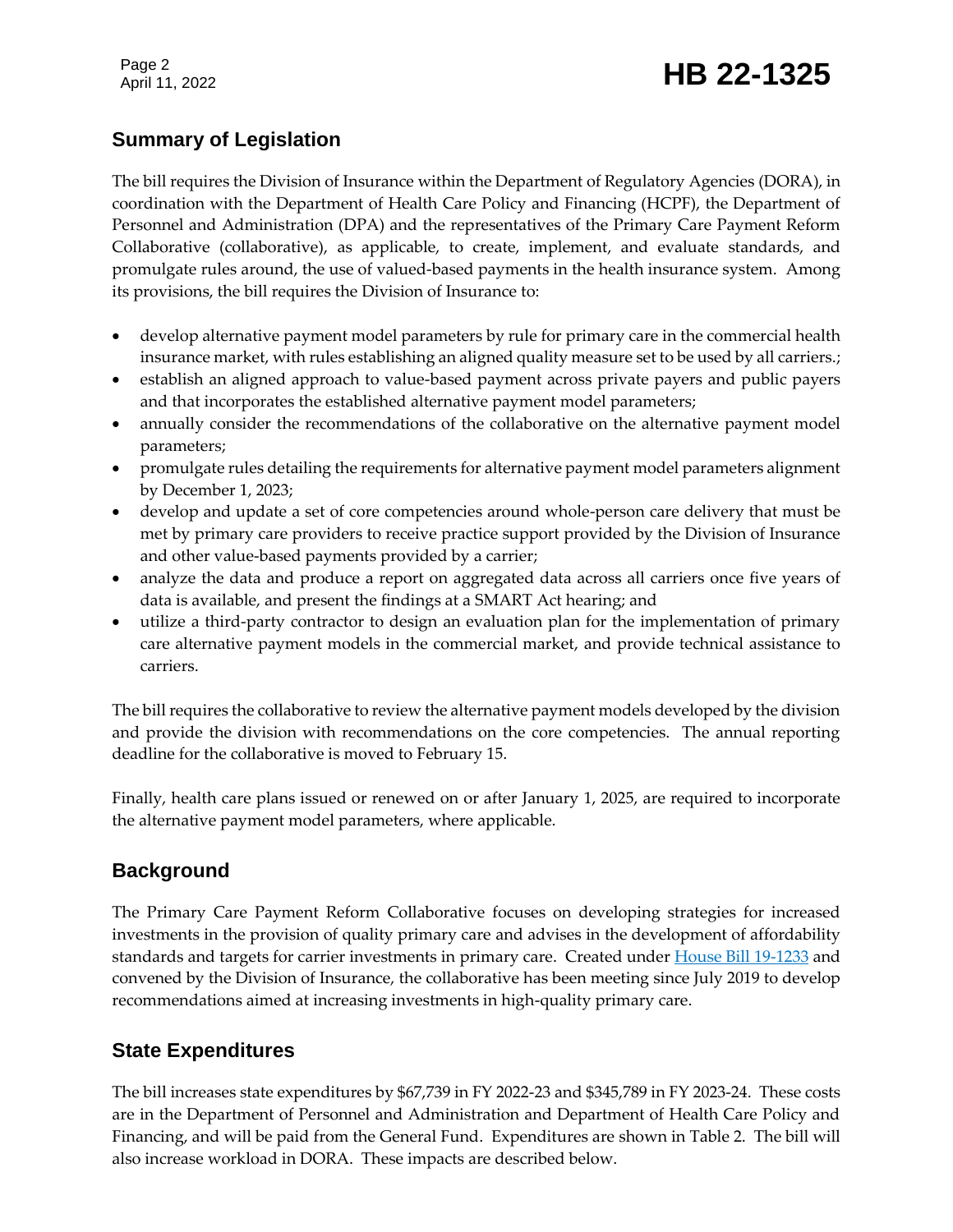## Summary of Legislation

The bill requires the Division of Insurance within the Department of Regulatory Agencies (DORA), in coordination with the Department of Health Care Policy and Financing (HCPF), the Department of Personnel and Administration (DPA) and the representatives of the Primary Care Payment Reform Collaborative (collaborative), as applicable, to create, implement, and evaluate standards, and promulgate rules around, the use of valued-based payments in the health insurance system. Among its provisions, the bill requires the Division of Insurance to:

- develop alternative payment model parameters by rule for primary care in the commercial health insurance market, with rules establishing an aligned quality measure set to be used by all carriers.;
- establish an aligned approach to value-based payment across private payers and public payers and that incorporates the established alternative payment model parameters;
- annually consider the recommendations of the collaborative on the alternative payment model parameters;
- promulgate rules detailing the requirements for alternative payment model parameters alignment by December 1, 2023;
- develop and update a set of core competencies around whole-person care delivery that must be met by primary care providers to receive practice support provided by the Division of Insurance and other value-based payments provided by a carrier;
- analyze the data and produce a report on aggregated data across all carriers once five years of data is available, and present the findings at a SMART Act hearing; and
- utilize a third-party contractor to design an evaluation plan for the implementation of primary care alternative payment models in the commercial market, and provide technical assistance to carriers.

The bill requires the collaborative to review the alternative payment models developed by the division and provide the division with recommendations on the core competencies. The annual reporting deadline for the collaborative is moved to February 15.

Finally, health care plans issued or renewed on or after January 1, 2025, are required to incorporate the alternative payment model parameters, where applicable.

## Background

The Primary Care Payment Reform Collaborative focuses on developing strategies for increased investments in the provision of quality primary care and advises in the development of affordability standards and targets for carrier investments in primary care. Created under House Bill 19-1233 and convened by the Division of Insurance, the collaborative has been meeting since July 2019 to develop recommendations aimed at increasing investments in high-quality primary care.

## State Expenditures

The bill increases state expenditures by $67,739 in FY 2022-23 and $345,789 in FY 2023-24. These costs are in the Department of Personnel and Administration and Department of Health Care Policy and Financing, and will be paid from the General Fund. Expenditures are shown in Table 2. The bill will also increase workload in DORA. These impacts are described below.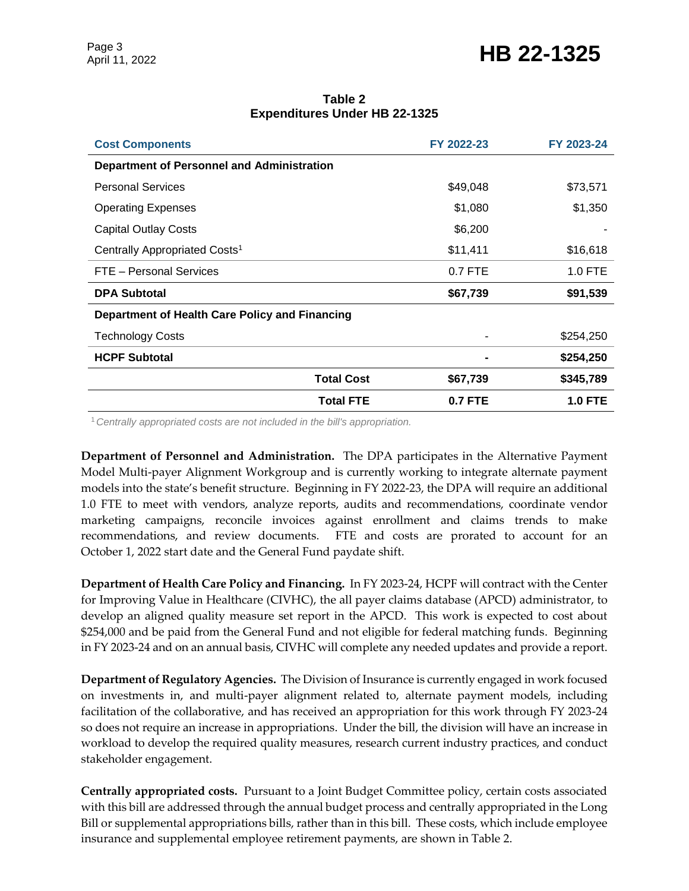**Table 2**
**Expenditures Under HB 22-1325**

| Cost Components | FY 2022-23 | FY 2023-24 |
|---|---|---|
| **Department of Personnel and Administration** | | |
| Personal Services | $49,048 | $73,571 |
| Operating Expenses | $1,080 | $1,350 |
| Capital Outlay Costs | $6,200 | - |
| Centrally Appropriated Costs[1] | $11,411 | $16,618 |
| FTE – Personal Services | 0.7 FTE | 1.0 FTE |
| **DPA Subtotal** | **$67,739** | **$91,539** |
| **Department of Health Care Policy and Financing** | | |
| Technology Costs | - | $254,250 |
| **HCPF Subtotal** | **-** | **$254,250** |
| **Total Cost** | **$67,739** | **$345,789** |
| **Total FTE** | **0.7 FTE** | **1.0 FTE** |

[1] *Centrally appropriated costs are not included in the bill's appropriation.*

**Department of Personnel and Administration.** The DPA participates in the Alternative Payment Model Multi-payer Alignment Workgroup and is currently working to integrate alternate payment models into the state's benefit structure. Beginning in FY 2022-23, the DPA will require an additional 1.0 FTE to meet with vendors, analyze reports, audits and recommendations, coordinate vendor marketing campaigns, reconcile invoices against enrollment and claims trends to make recommendations, and review documents. FTE and costs are prorated to account for an October 1, 2022 start date and the General Fund paydate shift.

**Department of Health Care Policy and Financing.** In FY 2023-24, HCPF will contract with the Center for Improving Value in Healthcare (CIVHC), the all payer claims database (APCD) administrator, to develop an aligned quality measure set report in the APCD. This work is expected to cost about $254,000 and be paid from the General Fund and not eligible for federal matching funds. Beginning in FY 2023-24 and on an annual basis, CIVHC will complete any needed updates and provide a report.

**Department of Regulatory Agencies.** The Division of Insurance is currently engaged in work focused on investments in, and multi-payer alignment related to, alternate payment models, including facilitation of the collaborative, and has received an appropriation for this work through FY 2023-24 so does not require an increase in appropriations. Under the bill, the division will have an increase in workload to develop the required quality measures, research current industry practices, and conduct stakeholder engagement.

**Centrally appropriated costs.** Pursuant to a Joint Budget Committee policy, certain costs associated with this bill are addressed through the annual budget process and centrally appropriated in the Long Bill or supplemental appropriations bills, rather than in this bill. These costs, which include employee insurance and supplemental employee retirement payments, are shown in Table 2.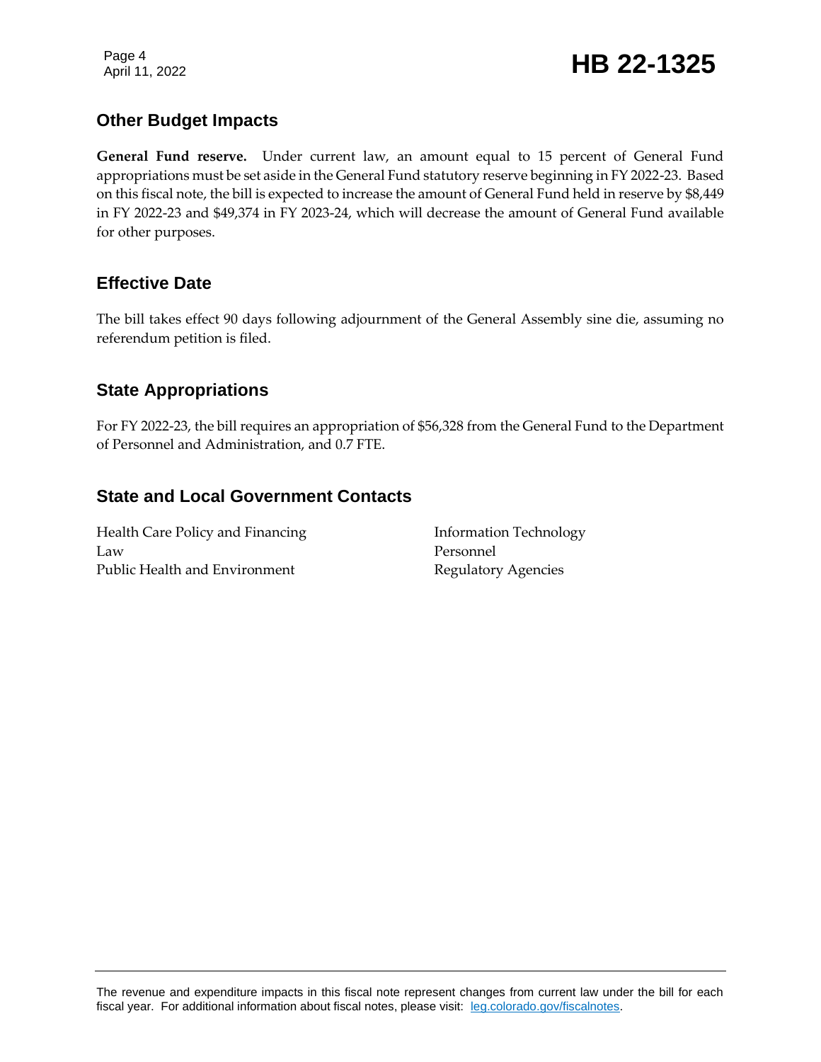## Other Budget Impacts

**General Fund reserve.** Under current law, an amount equal to 15 percent of General Fund appropriations must be set aside in the General Fund statutory reserve beginning in FY 2022-23. Based on this fiscal note, the bill is expected to increase the amount of General Fund held in reserve by $8,449 in FY 2022-23 and $49,374 in FY 2023-24, which will decrease the amount of General Fund available for other purposes.

## Effective Date

The bill takes effect 90 days following adjournment of the General Assembly sine die, assuming no referendum petition is filed.

## State Appropriations

For FY 2022-23, the bill requires an appropriation of $56,328 from the General Fund to the Department of Personnel and Administration, and 0.7 FTE.

## State and Local Government Contacts

Health Care Policy and Financing
Information Technology
Law
Personnel
Public Health and Environment
Regulatory Agencies

The revenue and expenditure impacts in this fiscal note represent changes from current law under the bill for each fiscal year. For additional information about fiscal notes, please visit: leg.colorado.gov/fiscalnotes.